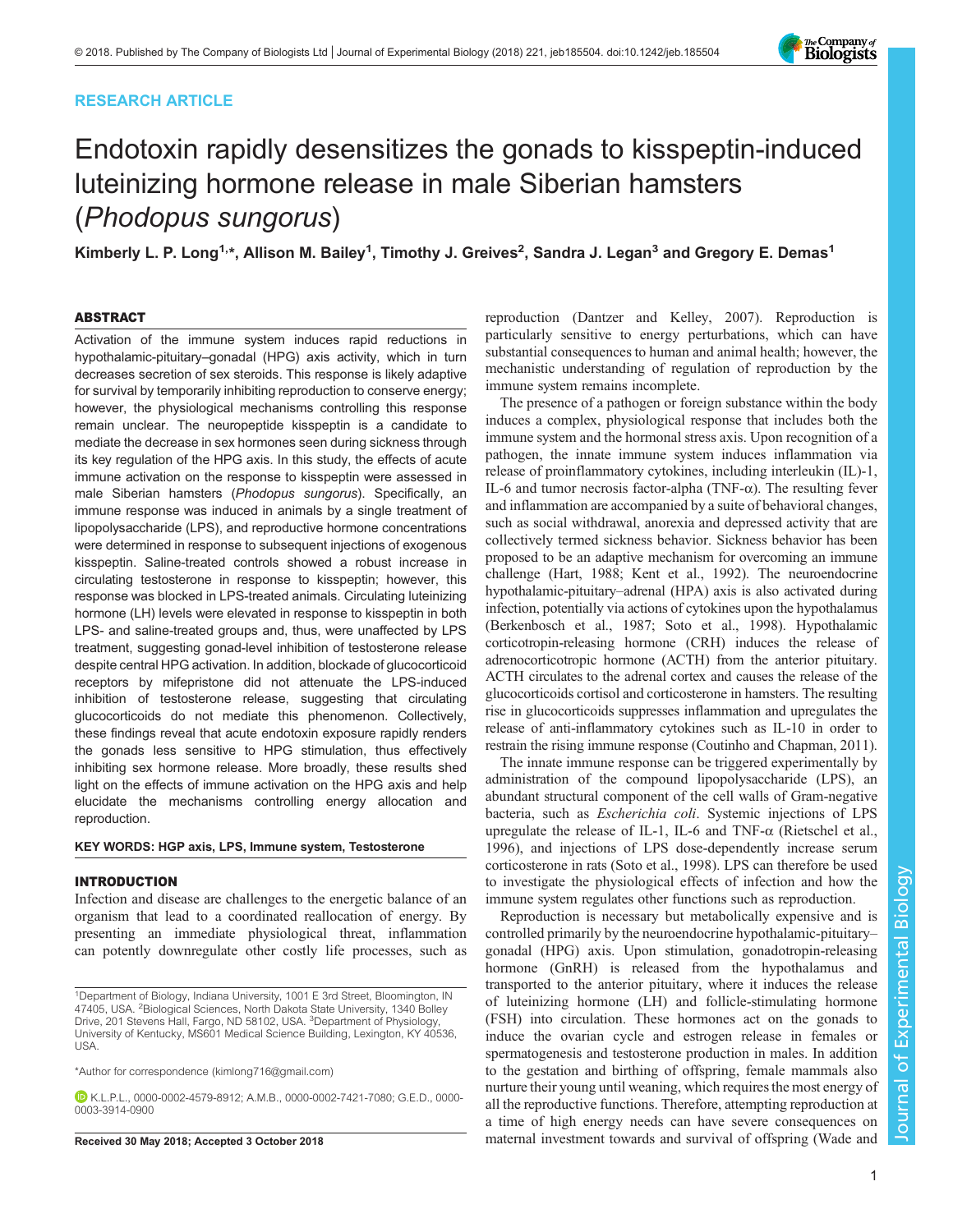RESEARCH ARTICLE

# Endotoxin rapidly desensitizes the gonads to kisspeptin-induced luteinizing hormone release in male Siberian hamsters (*Phodopus sungorus*)

**Kimberly L. P. Long[1,*], Allison M. Bailey[1], Timothy J. Greives[2], Sandra J. Legan[3] and Gregory E. Demas[1]**

## ABSTRACT

Activation of the immune system induces rapid reductions in hypothalamic-pituitary–gonadal (HPG) axis activity, which in turn decreases secretion of sex steroids. This response is likely adaptive for survival by temporarily inhibiting reproduction to conserve energy; however, the physiological mechanisms controlling this response remain unclear. The neuropeptide kisspeptin is a candidate to mediate the decrease in sex hormones seen during sickness through its key regulation of the HPG axis. In this study, the effects of acute immune activation on the response to kisspeptin were assessed in male Siberian hamsters (*Phodopus sungorus*). Specifically, an immune response was induced in animals by a single treatment of lipopolysaccharide (LPS), and reproductive hormone concentrations were determined in response to subsequent injections of exogenous kisspeptin. Saline-treated controls showed a robust increase in circulating testosterone in response to kisspeptin; however, this response was blocked in LPS-treated animals. Circulating luteinizing hormone (LH) levels were elevated in response to kisspeptin in both LPS- and saline-treated groups and, thus, were unaffected by LPS treatment, suggesting gonad-level inhibition of testosterone release despite central HPG activation. In addition, blockade of glucocorticoid receptors by mifepristone did not attenuate the LPS-induced inhibition of testosterone release, suggesting that circulating glucocorticoids do not mediate this phenomenon. Collectively, these findings reveal that acute endotoxin exposure rapidly renders the gonads less sensitive to HPG stimulation, thus effectively inhibiting sex hormone release. More broadly, these results shed light on the effects of immune activation on the HPG axis and help elucidate the mechanisms controlling energy allocation and reproduction.

**KEY WORDS: HGP axis, LPS, Immune system, Testosterone**

## INTRODUCTION

Infection and disease are challenges to the energetic balance of an organism that lead to a coordinated reallocation of energy. By presenting an immediate physiological threat, inflammation can potentially downregulate other costly life processes, such as reproduction (Dantzer and Kelley, 2007). Reproduction is particularly sensitive to energy perturbations, which can have substantial consequences to human and animal health; however, the mechanistic understanding of regulation of reproduction by the immune system remains incomplete.

The presence of a pathogen or foreign substance within the body induces a complex, physiological response that includes both the immune system and the hormonal stress axis. Upon recognition of a pathogen, the innate immune system induces inflammation via release of proinflammatory cytokines, including interleukin (IL)-1, IL-6 and tumor necrosis factor-alpha (TNF-α). The resulting fever and inflammation are accompanied by a suite of behavioral changes, such as social withdrawal, anorexia and depressed activity that are collectively termed sickness behavior. Sickness behavior has been proposed to be an adaptive mechanism for overcoming an immune challenge (Hart, 1988; Kent et al., 1992). The neuroendocrine hypothalamic-pituitary–adrenal (HPA) axis is also activated during infection, potentially via actions of cytokines upon the hypothalamus (Berkenbosch et al., 1987; Soto et al., 1998). Hypothalamic corticotropin-releasing hormone (CRH) induces the release of adrenocorticotropic hormone (ACTH) from the anterior pituitary. ACTH circulates to the adrenal cortex and causes the release of the glucocorticoids cortisol and corticosterone in hamsters. The resulting rise in glucocorticoids suppresses inflammation and upregulates the release of anti-inflammatory cytokines such as IL-10 in order to restrain the rising immune response (Coutinho and Chapman, 2011).

The innate immune response can be triggered experimentally by administration of the compound lipopolysaccharide (LPS), an abundant structural component of the cell walls of Gram-negative bacteria, such as *Escherichia coli*. Systemic injections of LPS upregulate the release of IL-1, IL-6 and TNF-α (Rietschel et al., 1996), and injections of LPS dose-dependently increase serum corticosterone in rats (Soto et al., 1998). LPS can therefore be used to investigate the physiological effects of infection and how the immune system regulates other functions such as reproduction.

Reproduction is necessary but metabolically expensive and is controlled primarily by the neuroendocrine hypothalamic-pituitary–gonadal (HPG) axis. Upon stimulation, gonadotropin-releasing hormone (GnRH) is released from the hypothalamus and transported to the anterior pituitary, where it induces the release of luteinizing hormone (LH) and follicle-stimulating hormone (FSH) into circulation. These hormones act on the gonads to induce the ovarian cycle and estrogen release in females or spermatogenesis and testosterone production in males. In addition to the gestation and birthing of offspring, female mammals also nurture their young until weaning, which requires the most energy of all the reproductive functions. Therefore, attempting reproduction at a time of high energy needs can have severe consequences on maternal investment towards and survival of offspring (Wade and

[1]Department of Biology, Indiana University, 1001 E 3rd Street, Bloomington, IN 47405, USA. [2]Biological Sciences, North Dakota State University, 1340 Bolley Drive, 201 Stevens Hall, Fargo, ND 58102, USA. [3]Department of Physiology, University of Kentucky, MS601 Medical Science Building, Lexington, KY 40536, USA.

*Author for correspondence (kimlong716@gmail.com)

K.L.P.L., 0000-0002-4579-8912; A.M.B., 0000-0002-7421-7080; G.E.D., 0000-0003-3914-0900

Received 30 May 2018; Accepted 3 October 2018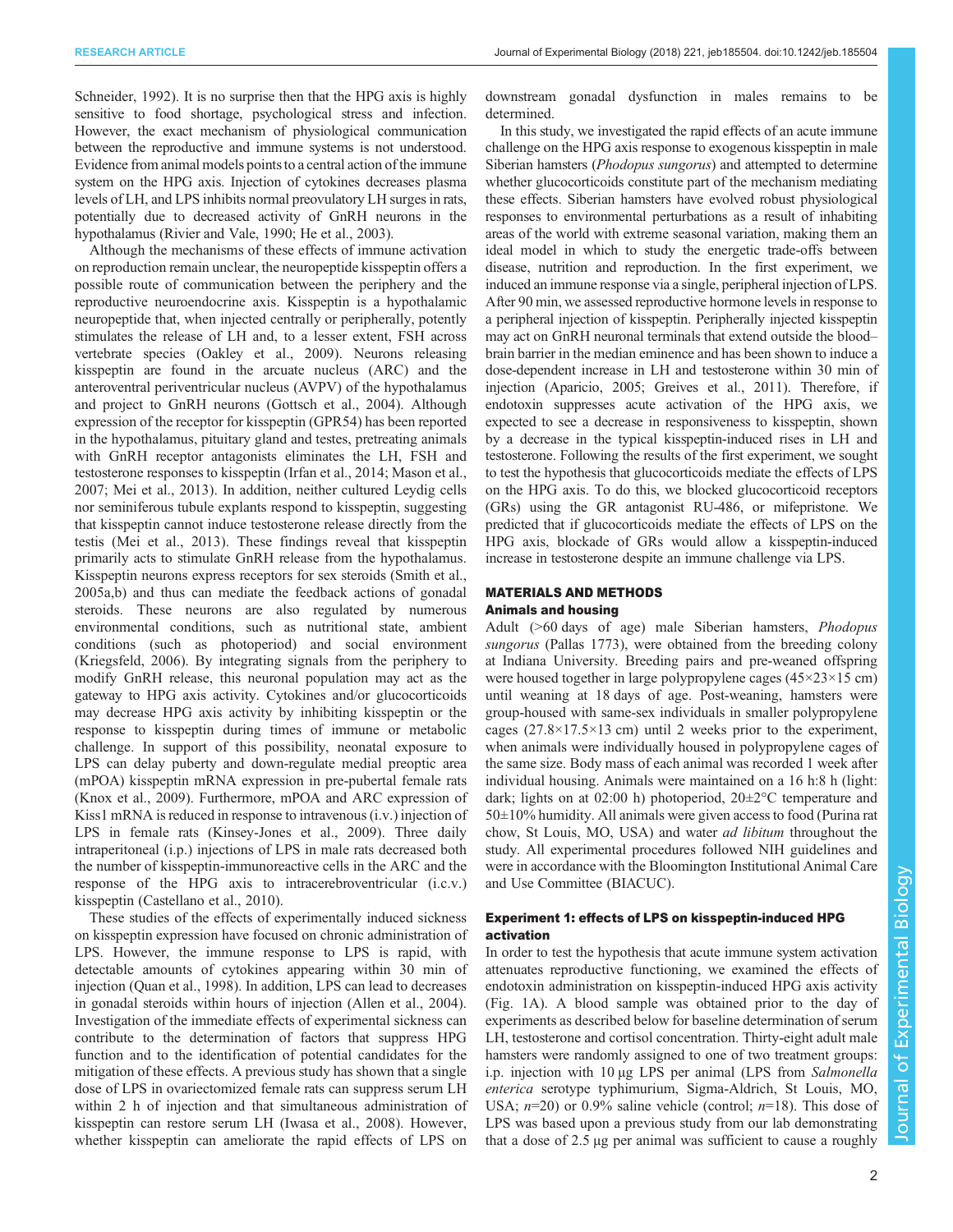Schneider, 1992). It is no surprise then that the HPG axis is highly sensitive to food shortage, psychological stress and infection. However, the exact mechanism of physiological communication between the reproductive and immune systems is not understood. Evidence from animal models points to a central action of the immune system on the HPG axis. Injection of cytokines decreases plasma levels of LH, and LPS inhibits normal preovulatory LH surges in rats, potentially due to decreased activity of GnRH neurons in the hypothalamus (Rivier and Vale, 1990; He et al., 2003).

Although the mechanisms of these effects of immune activation on reproduction remain unclear, the neuropeptide kisspeptin offers a possible route of communication between the periphery and the reproductive neuroendocrine axis. Kisspeptin is a hypothalamic neuropeptide that, when injected centrally or peripherally, potently stimulates the release of LH and, to a lesser extent, FSH across vertebrate species (Oakley et al., 2009). Neurons releasing kisspeptin are found in the arcuate nucleus (ARC) and the anteroventral periventricular nucleus (AVPV) of the hypothalamus and project to GnRH neurons (Gottsch et al., 2004). Although expression of the receptor for kisspeptin (GPR54) has been reported in the hypothalamus, pituitary gland and testes, pretreating animals with GnRH receptor antagonists eliminates the LH, FSH and testosterone responses to kisspeptin (Irfan et al., 2014; Mason et al., 2007; Mei et al., 2013). In addition, neither cultured Leydig cells nor seminiferous tubule explants respond to kisspeptin, suggesting that kisspeptin cannot induce testosterone release directly from the testis (Mei et al., 2013). These findings reveal that kisspeptin primarily acts to stimulate GnRH release from the hypothalamus. Kisspeptin neurons express receptors for sex steroids (Smith et al., 2005a,b) and thus can mediate the feedback actions of gonadal steroids. These neurons are also regulated by numerous environmental conditions, such as nutritional state, ambient conditions (such as photoperiod) and social environment (Kriegsfeld, 2006). By integrating signals from the periphery to modify GnRH release, this neuronal population may act as the gateway to HPG axis activity. Cytokines and/or glucocorticoids may decrease HPG axis activity by inhibiting kisspeptin or the response to kisspeptin during times of immune or metabolic challenge. In support of this possibility, neonatal exposure to LPS can delay puberty and down-regulate medial preoptic area (mPOA) kisspeptin mRNA expression in pre-pubertal female rats (Knox et al., 2009). Furthermore, mPOA and ARC expression of Kiss1 mRNA is reduced in response to intravenous (i.v.) injection of LPS in female rats (Kinsey-Jones et al., 2009). Three daily intraperitoneal (i.p.) injections of LPS in male rats decreased both the number of kisspeptin-immunoreactive cells in the ARC and the response of the HPG axis to intracerebroventricular (i.c.v.) kisspeptin (Castellano et al., 2010).

These studies of the effects of experimentally induced sickness on kisspeptin expression have focused on chronic administration of LPS. However, the immune response to LPS is rapid, with detectable amounts of cytokines appearing within 30 min of injection (Quan et al., 1998). In addition, LPS can lead to decreases in gonadal steroids within hours of injection (Allen et al., 2004). Investigation of the immediate effects of experimental sickness can contribute to the determination of factors that suppress HPG function and to the identification of potential candidates for the mitigation of these effects. A previous study has shown that a single dose of LPS in ovariectomized female rats can suppress serum LH within 2 h of injection and that simultaneous administration of kisspeptin can restore serum LH (Iwasa et al., 2008). However, whether kisspeptin can ameliorate the rapid effects of LPS on downstream gonadal dysfunction in males remains to be determined.

In this study, we investigated the rapid effects of an acute immune challenge on the HPG axis response to exogenous kisspeptin in male Siberian hamsters (*Phodopus sungorus*) and attempted to determine whether glucocorticoids constitute part of the mechanism mediating these effects. Siberian hamsters have evolved robust physiological responses to environmental perturbations as a result of inhabiting areas of the world with extreme seasonal variation, making them an ideal model in which to study the energetic trade-offs between disease, nutrition and reproduction. In the first experiment, we induced an immune response via a single, peripheral injection of LPS. After 90 min, we assessed reproductive hormone levels in response to a peripheral injection of kisspeptin. Peripherally injected kisspeptin may act on GnRH neuronal terminals that extend outside the blood–brain barrier in the median eminence and has been shown to induce a dose-dependent increase in LH and testosterone within 30 min of injection (Aparicio, 2005; Greives et al., 2011). Therefore, if endotoxin suppresses acute activation of the HPG axis, we expected to see a decrease in responsiveness to kisspeptin, shown by a decrease in the typical kisspeptin-induced rises in LH and testosterone. Following the results of the first experiment, we sought to test the hypothesis that glucocorticoids mediate the effects of LPS on the HPG axis. To do this, we blocked glucocorticoid receptors (GRs) using the GR antagonist RU-486, or mifepristone. We predicted that if glucocorticoids mediate the effects of LPS on the HPG axis, blockade of GRs would allow a kisspeptin-induced increase in testosterone despite an immune challenge via LPS.

## MATERIALS AND METHODS

### Animals and housing

Adult (>60 days of age) male Siberian hamsters, *Phodopus sungorus* (Pallas 1773), were obtained from the breeding colony at Indiana University. Breeding pairs and pre-weaned offspring were housed together in large polypropylene cages (45×23×15 cm) until weaning at 18 days of age. Post-weaning, hamsters were group-housed with same-sex individuals in smaller polypropylene cages (27.8×17.5×13 cm) until 2 weeks prior to the experiment, when animals were individually housed in polypropylene cages of the same size. Body mass of each animal was recorded 1 week after individual housing. Animals were maintained on a 16 h:8 h (light: dark; lights on at 02:00 h) photoperiod, 20±2°C temperature and 50±10% humidity. All animals were given access to food (Purina rat chow, St Louis, MO, USA) and water *ad libitum* throughout the study. All experimental procedures followed NIH guidelines and were in accordance with the Bloomington Institutional Animal Care and Use Committee (BIACUC).

### Experiment 1: effects of LPS on kisspeptin-induced HPG activation

In order to test the hypothesis that acute immune system activation attenuates reproductive functioning, we examined the effects of endotoxin administration on kisspeptin-induced HPG axis activity (Fig. 1A). A blood sample was obtained prior to the day of experiments as described below for baseline determination of serum LH, testosterone and cortisol concentration. Thirty-eight adult male hamsters were randomly assigned to one of two treatment groups: i.p. injection with 10 µg LPS per animal (LPS from *Salmonella enterica* serotype typhimurium, Sigma-Aldrich, St Louis, MO, USA; $n$=20) or 0.9% saline vehicle (control; $n$=18). This dose of LPS was based upon a previous study from our lab demonstrating that a dose of 2.5 µg per animal was sufficient to cause a roughly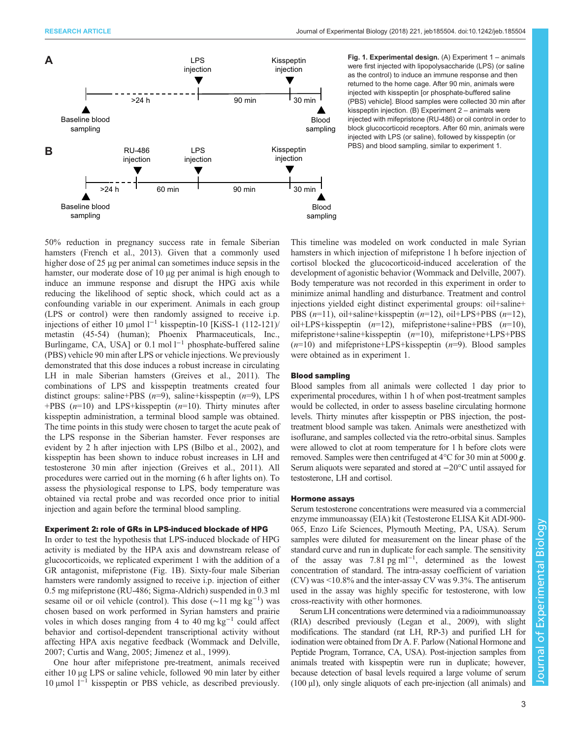**Fig. 1. Experimental design.** (A) Experiment 1 – animals were first injected with lipopolysaccharide (LPS) (or saline as the control) to induce an immune response and then returned to the home cage. After 90 min, animals were injected with kisspeptin [or phosphate-buffered saline (PBS) vehicle]. Blood samples were collected 30 min after kisspeptin injection. (B) Experiment 2 – animals were injected with mifepristone (RU-486) or oil control in order to block glucocorticoid receptors. After 60 min, animals were injected with LPS (or saline), followed by kisspeptin (or PBS) and blood sampling, similar to experiment 1.

50% reduction in pregnancy success rate in female Siberian hamsters (French et al., 2013). Given that a commonly used higher dose of 25 µg per animal can sometimes induce sepsis in the hamster, our moderate dose of 10 µg per animal is high enough to induce an immune response and disrupt the HPG axis while reducing the likelihood of septic shock, which could act as a confounding variable in our experiment. Animals in each group (LPS or control) were then randomly assigned to receive i.p. injections of either 10 µmol $l^{-1}$ kisspeptin-10 [KiSS-1 (112-121)/metastin (45-54) (human); Phoenix Pharmaceuticals, Inc., Burlingame, CA, USA] or 0.1 mol $l^{-1}$ phosphate-buffered saline (PBS) vehicle 90 min after LPS or vehicle injections. We previously demonstrated that this dose induces a robust increase in circulating LH in male Siberian hamsters (Greives et al., 2011). The combinations of LPS and kisspeptin treatments created four distinct groups: saline+PBS ($n$=9), saline+kisspeptin ($n$=9), LPS+PBS ($n$=10) and LPS+kisspeptin ($n$=10). Thirty minutes after kisspeptin administration, a terminal blood sample was obtained. The time points in this study were chosen to target the acute peak of the LPS response in the Siberian hamster. Fever responses are evident by 2 h after injection with LPS (Bilbo et al., 2002), and kisspeptin has been shown to induce robust increases in LH and testosterone 30 min after injection (Greives et al., 2011). All procedures were carried out in the morning (6 h after lights on). To assess the physiological response to LPS, body temperature was obtained via rectal probe and was recorded once prior to initial injection and again before the terminal blood sampling.

### Experiment 2: role of GRs in LPS-induced blockade of HPG

In order to test the hypothesis that LPS-induced blockade of HPG activity is mediated by the HPA axis and downstream release of glucocorticoids, we replicated experiment 1 with the addition of a GR antagonist, mifepristone (Fig. 1B). Sixty-four male Siberian hamsters were randomly assigned to receive i.p. injection of either 0.5 mg mifepristone (RU-486; Sigma-Aldrich) suspended in 0.3 ml sesame oil or oil vehicle (control). This dose (~11 mg $kg^{-1}$) was chosen based on work performed in Syrian hamsters and prairie voles in which doses ranging from 4 to 40 mg $kg^{-1}$ could affect behavior and cortisol-dependent transcriptional activity without affecting HPA axis negative feedback (Wommack and Delville, 2007; Curtis and Wang, 2005; Jimenez et al., 1999).

One hour after mifepristone pre-treatment, animals received either 10 µg LPS or saline vehicle, followed 90 min later by either 10 µmol $l^{-1}$ kisspeptin or PBS vehicle, as described previously. This timeline was modeled on work conducted in male Syrian hamsters in which injection of mifepristone 1 h before injection of cortisol blocked the glucocorticoid-induced acceleration of the development of agonistic behavior (Wommack and Delville, 2007). Body temperature was not recorded in this experiment in order to minimize animal handling and disturbance. Treatment and control injections yielded eight distinct experimental groups: oil+saline+PBS ($n$=11), oil+saline+kisspeptin ($n$=12), oil+LPS+PBS ($n$=12), oil+LPS+kisspeptin ($n$=12), mifepristone+saline+PBS ($n$=10), mifepristone+saline+kisspeptin ($n$=10), mifepristone+LPS+PBS ($n$=10) and mifepristone+LPS+kisspeptin ($n$=9). Blood samples were obtained as in experiment 1.

### Blood sampling

Blood samples from all animals were collected 1 day prior to experimental procedures, within 1 h of when post-treatment samples would be collected, in order to assess baseline circulating hormone levels. Thirty minutes after kisspeptin or PBS injection, the post-treatment blood sample was taken. Animals were anesthetized with isoflurane, and samples collected via the retro-orbital sinus. Samples were allowed to clot at room temperature for 1 h before clots were removed. Samples were then centrifuged at 4°C for 30 min at 5000 ***g***. Serum aliquots were separated and stored at −20°C until assayed for testosterone, LH and cortisol.

### Hormone assays

Serum testosterone concentrations were measured via a commercial enzyme immunoassay (EIA) kit (Testosterone ELISA Kit ADI-900-065, Enzo Life Sciences, Plymouth Meeting, PA, USA). Serum samples were diluted for measurement on the linear phase of the standard curve and run in duplicate for each sample. The sensitivity of the assay was 7.81 pg $ml^{-1}$, determined as the lowest concentration of standard. The intra-assay coefficient of variation (CV) was <10.8% and the inter-assay CV was 9.3%. The antiserum used in the assay was highly specific for testosterone, with low cross-reactivity with other hormones.

Serum LH concentrations were determined via a radioimmunoassay (RIA) described previously (Legan et al., 2009), with slight modifications. The standard (rat LH, RP-3) and purified LH for iodination were obtained from Dr A. F. Parlow (National Hormone and Peptide Program, Torrance, CA, USA). Post-injection samples from animals treated with kisspeptin were run in duplicate; however, because detection of basal levels required a large volume of serum (100 µl), only single aliquots of each pre-injection (all animals) and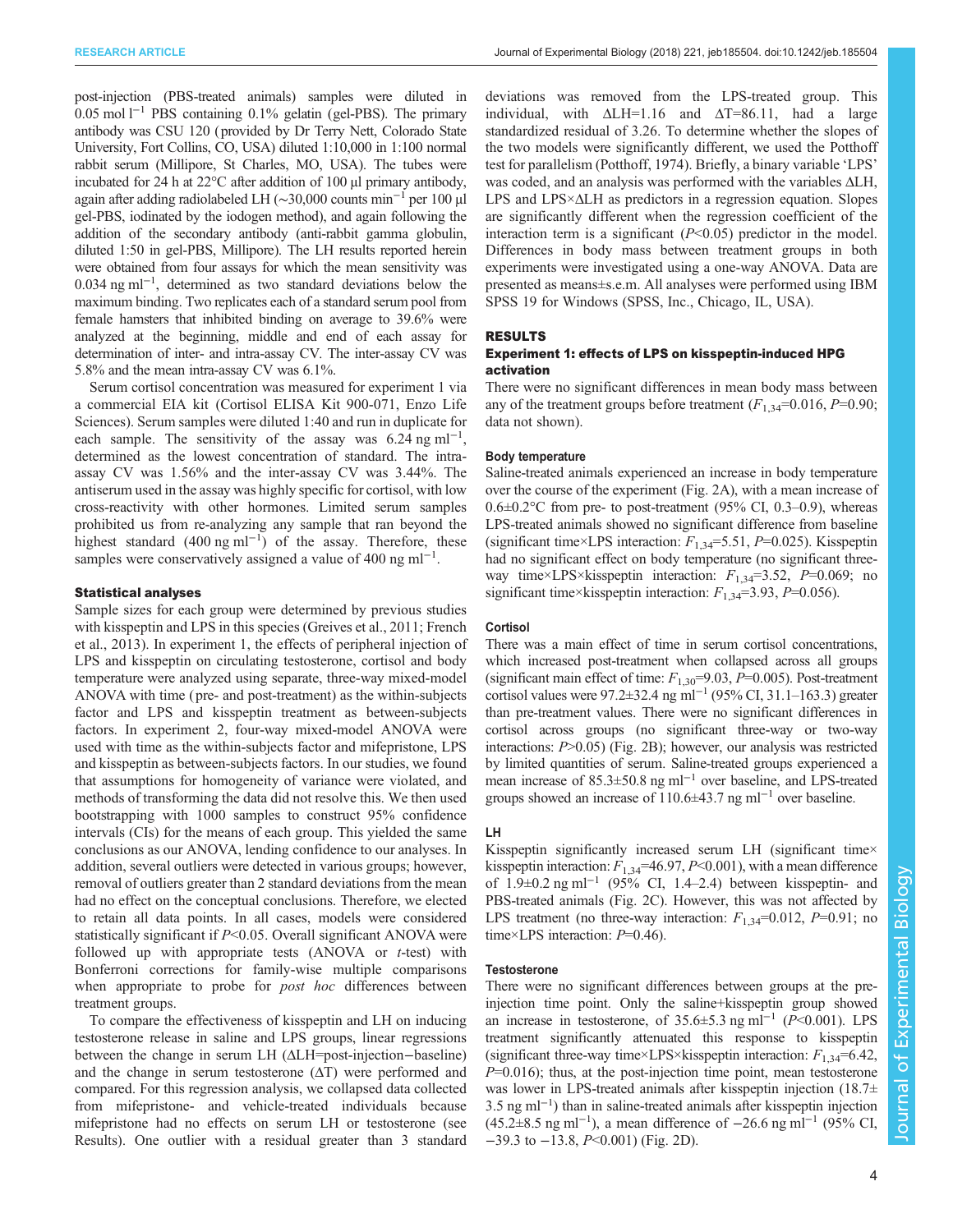post-injection (PBS-treated animals) samples were diluted in 0.05 mol $l^{-1}$ PBS containing 0.1% gelatin (gel-PBS). The primary antibody was CSU 120 (provided by Dr Terry Nett, Colorado State University, Fort Collins, CO, USA) diluted 1:10,000 in 1:100 normal rabbit serum (Millipore, St Charles, MO, USA). The tubes were incubated for 24 h at 22°C after addition of 100 µl primary antibody, again after adding radiolabeled LH (~30,000 counts $min^{-1}$ per 100 µl gel-PBS, iodinated by the iodogen method), and again following the addition of the secondary antibody (anti-rabbit gamma globulin, diluted 1:50 in gel-PBS, Millipore). The LH results reported herein were obtained from four assays for which the mean sensitivity was 0.034 ng $ml^{-1}$, determined as two standard deviations below the maximum binding. Two replicates each of a standard serum pool from female hamsters that inhibited binding on average to 39.6% were analyzed at the beginning, middle and end of each assay for determination of inter- and intra-assay CV. The inter-assay CV was 5.8% and the mean intra-assay CV was 6.1%.

Serum cortisol concentration was measured for experiment 1 via a commercial EIA kit (Cortisol ELISA Kit 900-071, Enzo Life Sciences). Serum samples were diluted 1:40 and run in duplicate for each sample. The sensitivity of the assay was 6.24 ng $ml^{-1}$, determined as the lowest concentration of standard. The intra-assay CV was 1.56% and the inter-assay CV was 3.44%. The antiserum used in the assay was highly specific for cortisol, with low cross-reactivity with other hormones. Limited serum samples prohibited us from re-analyzing any sample that ran beyond the highest standard (400 ng $ml^{-1}$) of the assay. Therefore, these samples were conservatively assigned a value of 400 ng $ml^{-1}$.

#### Statistical analyses

Sample sizes for each group were determined by previous studies with kisspeptin and LPS in this species (Greives et al., 2011; French et al., 2013). In experiment 1, the effects of peripheral injection of LPS and kisspeptin on circulating testosterone, cortisol and body temperature were analyzed using separate, three-way mixed-model ANOVA with time (pre- and post-treatment) as the within-subjects factor and LPS and kisspeptin treatment as between-subjects factors. In experiment 2, four-way mixed-model ANOVA were used with time as the within-subjects factor and mifepristone, LPS and kisspeptin as between-subjects factors. In our studies, we found that assumptions for homogeneity of variance were violated, and methods of transforming the data did not resolve this. We then used bootstrapping with 1000 samples to construct 95% confidence intervals (CIs) for the means of each group. This yielded the same conclusions as our ANOVA, lending confidence to our analyses. In addition, several outliers were detected in various groups; however, removal of outliers greater than 2 standard deviations from the mean had no effect on the conceptual conclusions. Therefore, we elected to retain all data points. In all cases, models were considered statistically significant if $P<0.05$. Overall significant ANOVA were followed up with appropriate tests (ANOVA or *t*-test) with Bonferroni corrections for family-wise multiple comparisons when appropriate to probe for *post hoc* differences between treatment groups.

To compare the effectiveness of kisspeptin and LH on inducing testosterone release in saline and LPS groups, linear regressions between the change in serum LH (ΔLH=post-injection−baseline) and the change in serum testosterone (ΔT) were performed and compared. For this regression analysis, we collapsed data collected from mifepristone- and vehicle-treated individuals because mifepristone had no effects on serum LH or testosterone (see Results). One outlier with a residual greater than 3 standard deviations was removed from the LPS-treated group. This individual, with ΔLH=1.16 and ΔT=86.11, had a large standardized residual of 3.26. To determine whether the slopes of the two models were significantly different, we used the Potthoff test for parallelism (Potthoff, 1974). Briefly, a binary variable 'LPS' was coded, and an analysis was performed with the variables ΔLH, LPS and LPS×ΔLH as predictors in a regression equation. Slopes are significantly different when the regression coefficient of the interaction term is a significant ($P<0.05$) predictor in the model. Differences in body mass between treatment groups in both experiments were investigated using a one-way ANOVA. Data are presented as means±s.e.m. All analyses were performed using IBM SPSS 19 for Windows (SPSS, Inc., Chicago, IL, USA).

## RESULTS

### Experiment 1: effects of LPS on kisspeptin-induced HPG activation

There were no significant differences in mean body mass between any of the treatment groups before treatment ($F_{1,34}=0.016$, $P=0.90$; data not shown).

#### Body temperature

Saline-treated animals experienced an increase in body temperature over the course of the experiment (Fig. 2A), with a mean increase of 0.6±0.2°C from pre- to post-treatment (95% CI, 0.3–0.9), whereas LPS-treated animals showed no significant difference from baseline (significant time×LPS interaction: $F_{1,34}=5.51$, $P=0.025$). Kisspeptin had no significant effect on body temperature (no significant three-way time×LPS×kisspeptin interaction: $F_{1,34}=3.52$, $P=0.069$; no significant time×kisspeptin interaction: $F_{1,34}=3.93$, $P=0.056$).

#### Cortisol

There was a main effect of time in serum cortisol concentrations, which increased post-treatment when collapsed across all groups (significant main effect of time: $F_{1,30}=9.03$, $P=0.005$). Post-treatment cortisol values were 97.2±32.4 ng $ml^{-1}$ (95% CI, 31.1–163.3) greater than pre-treatment values. There were no significant differences in cortisol across groups (no significant three-way or two-way interactions: $P>0.05$) (Fig. 2B); however, our analysis was restricted by limited quantities of serum. Saline-treated groups experienced a mean increase of 85.3±50.8 ng $ml^{-1}$ over baseline, and LPS-treated groups showed an increase of 110.6±43.7 ng $ml^{-1}$ over baseline.

#### LH

Kisspeptin significantly increased serum LH (significant time×kisspeptin interaction: $F_{1,34}=46.97$, $P<0.001$), with a mean difference of 1.9±0.2 ng $ml^{-1}$ (95% CI, 1.4–2.4) between kisspeptin- and PBS-treated animals (Fig. 2C). However, this was not affected by LPS treatment (no three-way interaction: $F_{1,34}=0.012$, $P=0.91$; no time×LPS interaction: $P=0.46$).

#### Testosterone

There were no significant differences between groups at the pre-injection time point. Only the saline+kisspeptin group showed an increase in testosterone, of 35.6±5.3 ng $ml^{-1}$ ($P<0.001$). LPS treatment significantly attenuated this response to kisspeptin (significant three-way time×LPS×kisspeptin interaction: $F_{1,34}=6.42$, $P=0.016$); thus, at the post-injection time point, mean testosterone was lower in LPS-treated animals after kisspeptin injection (18.7±3.5 ng $ml^{-1}$) than in saline-treated animals after kisspeptin injection (45.2±8.5 ng $ml^{-1}$), a mean difference of −26.6 ng $ml^{-1}$ (95% CI, −39.3 to −13.8, $P<0.001$) (Fig. 2D).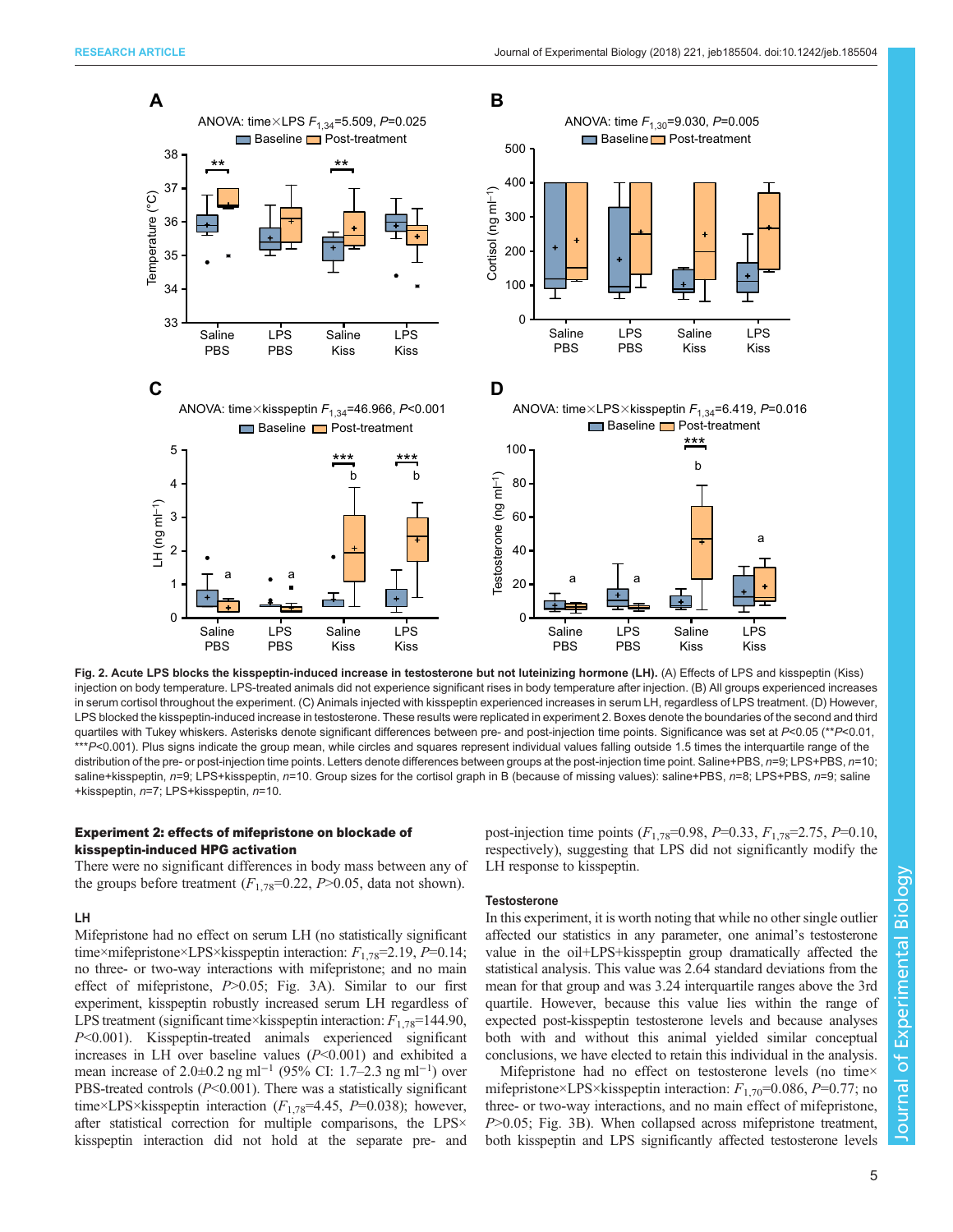Fig. 2. Acute LPS blocks the kisspeptin-induced increase in testosterone but not luteinizing hormone (LH). (A) Effects of LPS and kisspeptin (Kiss) injection on body temperature. LPS-treated animals did not experience significant rises in body temperature after injection. (B) All groups experienced increases in serum cortisol throughout the experiment. (C) Animals injected with kisspeptin experienced increases in serum LH, regardless of LPS treatment. (D) However, LPS blocked the kisspeptin-induced increase in testosterone. These results were replicated in experiment 2. Boxes denote the boundaries of the second and third quartiles with Tukey whiskers. Asterisks denote significant differences between pre- and post-injection time points. Significance was set at $P<0.05$ (** $P<0.01$, *** $P<0.001$). Plus signs indicate the group mean, while circles and squares represent individual values falling outside 1.5 times the interquartile range of the distribution of the pre- or post-injection time points. Letters denote differences between groups at the post-injection time point. Saline+PBS, $n=9$; LPS+PBS, $n=10$; saline+kisspeptin, $n=9$; LPS+kisspeptin, $n=10$. Group sizes for the cortisol graph in B (because of missing values): saline+PBS, $n=8$; LPS+PBS, $n=9$; saline+kisspeptin, $n=7$; LPS+kisspeptin, $n=10$.

### Experiment 2: effects of mifepristone on blockade of kisspeptin-induced HPG activation

There were no significant differences in body mass between any of the groups before treatment ($F_{1,78}=0.22$, $P>0.05$, data not shown).

#### LH

Mifepristone had no effect on serum LH (no statistically significant time×mifepristone×LPS×kisspeptin interaction: $F_{1,78}=2.19$, $P=0.14$; no three- or two-way interactions with mifepristone; and no main effect of mifepristone, $P>0.05$; Fig. 3A). Similar to our first experiment, kisspeptin robustly increased serum LH regardless of LPS treatment (significant time×kisspeptin interaction: $F_{1,78}=144.90$, $P<0.001$). Kisspeptin-treated animals experienced significant increases in LH over baseline values ($P<0.001$) and exhibited a mean increase of 2.0±0.2 ng ml$^{-1}$ (95% CI: 1.7–2.3 ng ml$^{-1}$) over PBS-treated controls ($P<0.001$). There was a statistically significant time×LPS×kisspeptin interaction ($F_{1,78}=4.45$, $P=0.038$); however, after statistical correction for multiple comparisons, the LPS× kisspeptin interaction did not hold at the separate pre- and post-injection time points ($F_{1,78}=0.98$, $P=0.33$, $F_{1,78}=2.75$, $P=0.10$, respectively), suggesting that LPS did not significantly modify the LH response to kisspeptin.

#### Testosterone

In this experiment, it is worth noting that while no other single outlier affected our statistics in any parameter, one animal's testosterone value in the oil+LPS+kisspeptin group dramatically affected the statistical analysis. This value was 2.64 standard deviations from the mean for that group and was 3.24 interquartile ranges above the 3rd quartile. However, because this value lies within the range of expected post-kisspeptin testosterone levels and because analyses both with and without this animal yielded similar conceptual conclusions, we have elected to retain this individual in the analysis.

Mifepristone had no effect on testosterone levels (no time× mifepristone×LPS×kisspeptin interaction: $F_{1,70}=0.086$, $P=0.77$; no three- or two-way interactions, and no main effect of mifepristone, $P>0.05$; Fig. 3B). When collapsed across mifepristone treatment, both kisspeptin and LPS significantly affected testosterone levels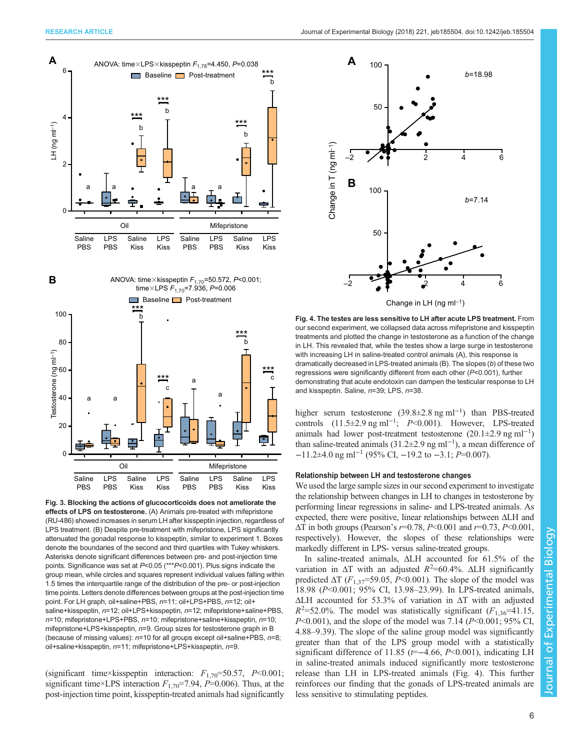Fig. 3. Blocking the actions of glucocorticoids does not ameliorate the effects of LPS on testosterone. (A) Animals pre-treated with mifepristone (RU-486) showed increases in serum LH after kisspeptin injection, regardless of LPS treatment. (B) Despite pre-treatment with mifepristone, LPS significantly attenuated the gonadal response to kisspeptin, similar to experiment 1. Boxes denote the boundaries of the second and third quartiles with Tukey whiskers. Asterisks denote significant differences between pre- and post-injection time points. Significance was set at $P<0.05$ (***$P<0.001$). Plus signs indicate the group mean, while circles and squares represent individual values falling within 1.5 times the interquartile range of the distribution of the pre- or post-injection time points. Letters denote differences between groups at the post-injection time point. For LH graph, oil+saline+PBS, $n=11$; oil+LPS+PBS, $n=12$; oil+saline+kisspeptin, $n=12$; oil+LPS+kisspeptin, $n=12$; mifepristone+saline+PBS, $n=10$; mifepristone+LPS+PBS, $n=10$; mifepristone+saline+kisspeptin, $n=10$; mifepristone+LPS+kisspeptin, $n=9$. Group sizes for testosterone graph in B (because of missing values): $n=10$ for all groups except oil+saline+PBS, $n=8$; oil+saline+kisspeptin, $n=11$; mifepristone+LPS+kisspeptin, $n=9$.

(significant time×kisspeptin interaction: $F_{1,70}=50.57$, $P<0.001$; significant time×LPS interaction $F_{1,70}=7.94$, $P=0.006$). Thus, at the post-injection time point, kisspeptin-treated animals had significantly higher serum testosterone ($39.8\pm2.8$ ng ml$^{-1}$) than PBS-treated controls ($11.5\pm2.9$ ng ml$^{-1}$; $P<0.001$). However, LPS-treated animals had lower post-treatment testosterone ($20.1\pm2.9$ ng ml$^{-1}$) than saline-treated animals ($31.2\pm2.9$ ng ml$^{-1}$), a mean difference of $-11.2\pm4.0$ ng ml$^{-1}$ (95% CI, $-19.2$ to $-3.1$; $P=0.007$).

Fig. 4. The testes are less sensitive to LH after acute LPS treatment. From our second experiment, we collapsed data across mifepristone and kisspeptin treatments and plotted the change in testosterone as a function of the change in LH. This revealed that, while the testes show a large surge in testosterone with increasing LH in saline-treated control animals (A), this response is dramatically decreased in LPS-treated animals (B). The slopes ($b$) of these two regressions were significantly different from each other ($P<0.001$), further demonstrating that acute endotoxin can dampen the testicular response to LH and kisspeptin. Saline, $n=39$; LPS, $n=38$.

### Relationship between LH and testosterone changes

We used the large sample sizes in our second experiment to investigate the relationship between changes in LH to changes in testosterone by performing linear regressions in saline- and LPS-treated animals. As expected, there were positive, linear relationships between ΔLH and ΔT in both groups (Pearson's $r=0.78$, $P<0.001$ and $r=0.73$, $P<0.001$, respectively). However, the slopes of these relationships were markedly different in LPS- versus saline-treated groups.

In saline-treated animals, ΔLH accounted for 61.5% of the variation in ΔT with an adjusted $R^2=60.4\%$. ΔLH significantly predicted ΔT ($F_{1,37}=59.05$, $P<0.001$). The slope of the model was 18.98 ($P<0.001$; 95% CI, 13.98–23.99). In LPS-treated animals, ΔLH accounted for 53.3% of variation in ΔT with an adjusted $R^2=52.0\%$. The model was statistically significant ($F_{1,36}=41.15$, $P<0.001$), and the slope of the model was 7.14 ($P<0.001$; 95% CI, 4.88–9.39). The slope of the saline group model was significantly greater than that of the LPS group model with a statistically significant difference of 11.85 ($t=-4.66$, $P<0.001$), indicating LH in saline-treated animals induced significantly more testosterone release than LH in LPS-treated animals (Fig. 4). This further reinforces our finding that the gonads of LPS-treated animals are less sensitive to stimulating peptides.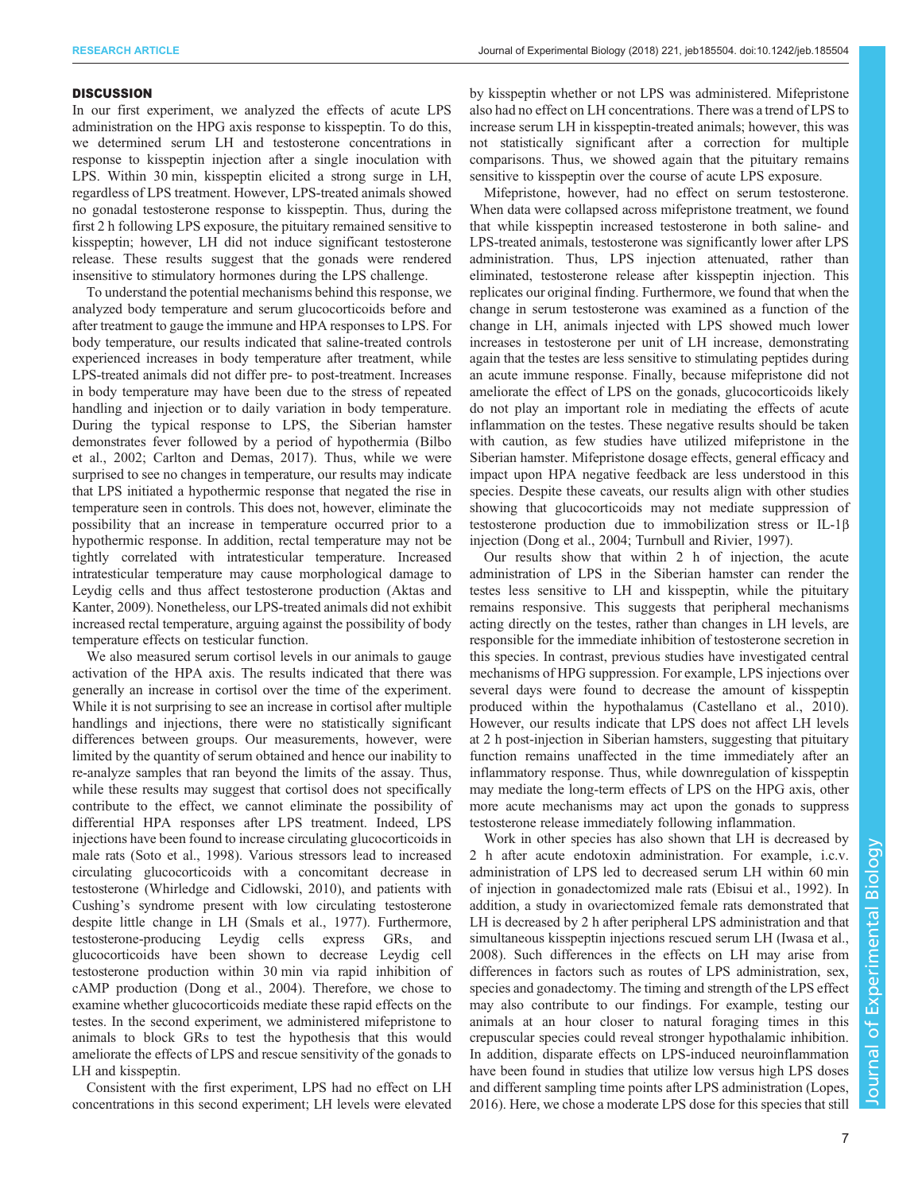## DISCUSSION

In our first experiment, we analyzed the effects of acute LPS administration on the HPG axis response to kisspeptin. To do this, we determined serum LH and testosterone concentrations in response to kisspeptin injection after a single inoculation with LPS. Within 30 min, kisspeptin elicited a strong surge in LH, regardless of LPS treatment. However, LPS-treated animals showed no gonadal testosterone response to kisspeptin. Thus, during the first 2 h following LPS exposure, the pituitary remained sensitive to kisspeptin; however, LH did not induce significant testosterone release. These results suggest that the gonads were rendered insensitive to stimulatory hormones during the LPS challenge.

To understand the potential mechanisms behind this response, we analyzed body temperature and serum glucocorticoids before and after treatment to gauge the immune and HPA responses to LPS. For body temperature, our results indicated that saline-treated controls experienced increases in body temperature after treatment, while LPS-treated animals did not differ pre- to post-treatment. Increases in body temperature may have been due to the stress of repeated handling and injection or to daily variation in body temperature. During the typical response to LPS, the Siberian hamster demonstrates fever followed by a period of hypothermia (Bilbo et al., 2002; Carlton and Demas, 2017). Thus, while we were surprised to see no changes in temperature, our results may indicate that LPS initiated a hypothermic response that negated the rise in temperature seen in controls. This does not, however, eliminate the possibility that an increase in temperature occurred prior to a hypothermic response. In addition, rectal temperature may not be tightly correlated with intratesticular temperature. Increased intratesticular temperature may cause morphological damage to Leydig cells and thus affect testosterone production (Aktas and Kanter, 2009). Nonetheless, our LPS-treated animals did not exhibit increased rectal temperature, arguing against the possibility of body temperature effects on testicular function.

We also measured serum cortisol levels in our animals to gauge activation of the HPA axis. The results indicated that there was generally an increase in cortisol over the time of the experiment. While it is not surprising to see an increase in cortisol after multiple handlings and injections, there were no statistically significant differences between groups. Our measurements, however, were limited by the quantity of serum obtained and hence our inability to re-analyze samples that ran beyond the limits of the assay. Thus, while these results may suggest that cortisol does not specifically contribute to the effect, we cannot eliminate the possibility of differential HPA responses after LPS treatment. Indeed, LPS injections have been found to increase circulating glucocorticoids in male rats (Soto et al., 1998). Various stressors lead to increased circulating glucocorticoids with a concomitant decrease in testosterone (Whirledge and Cidlowski, 2010), and patients with Cushing's syndrome present with low circulating testosterone despite little change in LH (Smals et al., 1977). Furthermore, testosterone-producing Leydig cells express GRs, and glucocorticoids have been shown to decrease Leydig cell testosterone production within 30 min via rapid inhibition of cAMP production (Dong et al., 2004). Therefore, we chose to examine whether glucocorticoids mediate these rapid effects on the testes. In the second experiment, we administered mifepristone to animals to block GRs to test the hypothesis that this would ameliorate the effects of LPS and rescue sensitivity of the gonads to LH and kisspeptin.

Consistent with the first experiment, LPS had no effect on LH concentrations in this second experiment; LH levels were elevated by kisspeptin whether or not LPS was administered. Mifepristone also had no effect on LH concentrations. There was a trend of LPS to increase serum LH in kisspeptin-treated animals; however, this was not statistically significant after a correction for multiple comparisons. Thus, we showed again that the pituitary remains sensitive to kisspeptin over the course of acute LPS exposure.

Mifepristone, however, had no effect on serum testosterone. When data were collapsed across mifepristone treatment, we found that while kisspeptin increased testosterone in both saline- and LPS-treated animals, testosterone was significantly lower after LPS administration. Thus, LPS injection attenuated, rather than eliminated, testosterone release after kisspeptin injection. This replicates our original finding. Furthermore, we found that when the change in serum testosterone was examined as a function of the change in LH, animals injected with LPS showed much lower increases in testosterone per unit of LH increase, demonstrating again that the testes are less sensitive to stimulating peptides during an acute immune response. Finally, because mifepristone did not ameliorate the effect of LPS on the gonads, glucocorticoids likely do not play an important role in mediating the effects of acute inflammation on the testes. These negative results should be taken with caution, as few studies have utilized mifepristone in the Siberian hamster. Mifepristone dosage effects, general efficacy and impact upon HPA negative feedback are less understood in this species. Despite these caveats, our results align with other studies showing that glucocorticoids may not mediate suppression of testosterone production due to immobilization stress or IL-1β injection (Dong et al., 2004; Turnbull and Rivier, 1997).

Our results show that within 2 h of injection, the acute administration of LPS in the Siberian hamster can render the testes less sensitive to LH and kisspeptin, while the pituitary remains responsive. This suggests that peripheral mechanisms acting directly on the testes, rather than changes in LH levels, are responsible for the immediate inhibition of testosterone secretion in this species. In contrast, previous studies have investigated central mechanisms of HPG suppression. For example, LPS injections over several days were found to decrease the amount of kisspeptin produced within the hypothalamus (Castellano et al., 2010). However, our results indicate that LPS does not affect LH levels at 2 h post-injection in Siberian hamsters, suggesting that pituitary function remains unaffected in the time immediately after an inflammatory response. Thus, while downregulation of kisspeptin may mediate the long-term effects of LPS on the HPG axis, other more acute mechanisms may act upon the gonads to suppress testosterone release immediately following inflammation.

Work in other species has also shown that LH is decreased by 2 h after acute endotoxin administration. For example, i.c.v. administration of LPS led to decreased serum LH within 60 min of injection in gonadectomized male rats (Ebisui et al., 1992). In addition, a study in ovariectomized female rats demonstrated that LH is decreased by 2 h after peripheral LPS administration and that simultaneous kisspeptin injections rescued serum LH (Iwasa et al., 2008). Such differences in the effects on LH may arise from differences in factors such as routes of LPS administration, sex, species and gonadectomy. The timing and strength of the LPS effect may also contribute to our findings. For example, testing our animals at an hour closer to natural foraging times in this crepuscular species could reveal stronger hypothalamic inhibition. In addition, disparate effects on LPS-induced neuroinflammation have been found in studies that utilize low versus high LPS doses and different sampling time points after LPS administration (Lopes, 2016). Here, we chose a moderate LPS dose for this species that still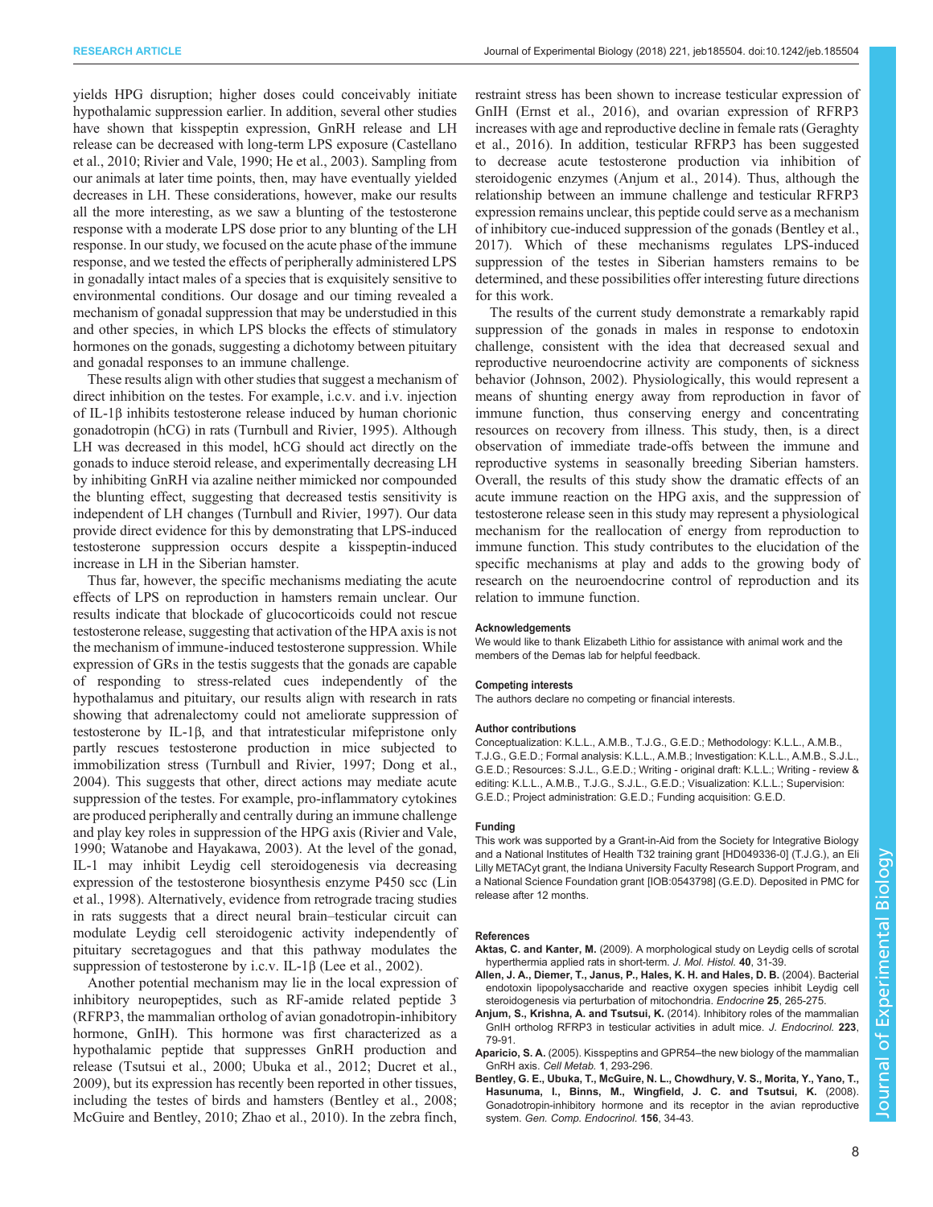yields HPG disruption; higher doses could conceivably initiate hypothalamic suppression earlier. In addition, several other studies have shown that kisspeptin expression, GnRH release and LH release can be decreased with long-term LPS exposure (Castellano et al., 2010; Rivier and Vale, 1990; He et al., 2003). Sampling from our animals at later time points, then, may have eventually yielded decreases in LH. These considerations, however, make our results all the more interesting, as we saw a blunting of the testosterone response with a moderate LPS dose prior to any blunting of the LH response. In our study, we focused on the acute phase of the immune response, and we tested the effects of peripherally administered LPS in gonadally intact males of a species that is exquisitely sensitive to environmental conditions. Our dosage and our timing revealed a mechanism of gonadal suppression that may be understudied in this and other species, in which LPS blocks the effects of stimulatory hormones on the gonads, suggesting a dichotomy between pituitary and gonadal responses to an immune challenge.

These results align with other studies that suggest a mechanism of direct inhibition on the testes. For example, i.c.v. and i.v. injection of IL-1β inhibits testosterone release induced by human chorionic gonadotropin (hCG) in rats (Turnbull and Rivier, 1995). Although LH was decreased in this model, hCG should act directly on the gonads to induce steroid release, and experimentally decreasing LH by inhibiting GnRH via azaline neither mimicked nor compounded the blunting effect, suggesting that decreased testis sensitivity is independent of LH changes (Turnbull and Rivier, 1997). Our data provide direct evidence for this by demonstrating that LPS-induced testosterone suppression occurs despite a kisspeptin-induced increase in LH in the Siberian hamster.

Thus far, however, the specific mechanisms mediating the acute effects of LPS on reproduction in hamsters remain unclear. Our results indicate that blockade of glucocorticoids could not rescue testosterone release, suggesting that activation of the HPA axis is not the mechanism of immune-induced testosterone suppression. While expression of GRs in the testis suggests that the gonads are capable of responding to stress-related cues independently of the hypothalamus and pituitary, our results align with research in rats showing that adrenalectomy could not ameliorate suppression of testosterone by IL-1β, and that intratesticular mifepristone only partly rescues testosterone production in mice subjected to immobilization stress (Turnbull and Rivier, 1997; Dong et al., 2004). This suggests that other, direct actions may mediate acute suppression of the testes. For example, pro-inflammatory cytokines are produced peripherally and centrally during an immune challenge and play key roles in suppression of the HPG axis (Rivier and Vale, 1990; Watanobe and Hayakawa, 2003). At the level of the gonad, IL-1 may inhibit Leydig cell steroidogenesis via decreasing expression of the testosterone biosynthesis enzyme P450 scc (Lin et al., 1998). Alternatively, evidence from retrograde tracing studies in rats suggests that a direct neural brain–testicular circuit can modulate Leydig cell steroidogenic activity independently of pituitary secretagogues and that this pathway modulates the suppression of testosterone by i.c.v. IL-1β (Lee et al., 2002).

Another potential mechanism may lie in the local expression of inhibitory neuropeptides, such as RF-amide related peptide 3 (RFRP3, the mammalian ortholog of avian gonadotropin-inhibitory hormone, GnIH). This hormone was first characterized as a hypothalamic peptide that suppresses GnRH production and release (Tsutsui et al., 2000; Ubuka et al., 2012; Ducret et al., 2009), but its expression has recently been reported in other tissues, including the testes of birds and hamsters (Bentley et al., 2008; McGuire and Bentley, 2010; Zhao et al., 2010). In the zebra finch, restraint stress has been shown to increase testicular expression of GnIH (Ernst et al., 2016), and ovarian expression of RFRP3 increases with age and reproductive decline in female rats (Geraghty et al., 2016). In addition, testicular RFRP3 has been suggested to decrease acute testosterone production via inhibition of steroidogenic enzymes (Anjum et al., 2014). Thus, although the relationship between an immune challenge and testicular RFRP3 expression remains unclear, this peptide could serve as a mechanism of inhibitory cue-induced suppression of the gonads (Bentley et al., 2017). Which of these mechanisms regulates LPS-induced suppression of the testes in Siberian hamsters remains to be determined, and these possibilities offer interesting future directions for this work.

The results of the current study demonstrate a remarkably rapid suppression of the gonads in males in response to endotoxin challenge, consistent with the idea that decreased sexual and reproductive neuroendocrine activity are components of sickness behavior (Johnson, 2002). Physiologically, this would represent a means of shunting energy away from reproduction in favor of immune function, thus conserving energy and concentrating resources on recovery from illness. This study, then, is a direct observation of immediate trade-offs between the immune and reproductive systems in seasonally breeding Siberian hamsters. Overall, the results of this study show the dramatic effects of an acute immune reaction on the HPG axis, and the suppression of testosterone release seen in this study may represent a physiological mechanism for the reallocation of energy from reproduction to immune function. This study contributes to the elucidation of the specific mechanisms at play and adds to the growing body of research on the neuroendocrine control of reproduction and its relation to immune function.

#### Acknowledgements

We would like to thank Elizabeth Lithio for assistance with animal work and the members of the Demas lab for helpful feedback.

#### Competing interests

The authors declare no competing or financial interests.

#### Author contributions

Conceptualization: K.L.L., A.M.B., T.J.G., G.E.D.; Methodology: K.L.L., A.M.B., T.J.G., G.E.D.; Formal analysis: K.L.L., A.M.B.; Investigation: K.L.L., A.M.B., S.J.L., G.E.D.; Resources: S.J.L., G.E.D.; Writing - original draft: K.L.L.; Writing - review & editing: K.L.L., A.M.B., T.J.G., S.J.L., G.E.D.; Visualization: K.L.L.; Supervision: G.E.D.; Project administration: G.E.D.; Funding acquisition: G.E.D.

#### Funding

This work was supported by a Grant-in-Aid from the Society for Integrative Biology and a National Institutes of Health T32 training grant [HD049336-0] (T.J.G.), an Eli Lilly METACyt grant, the Indiana University Faculty Research Support Program, and a National Science Foundation grant [IOB:0543798] (G.E.D). Deposited in PMC for release after 12 months.

#### References

**Aktas, C. and Kanter, M.** (2009). A morphological study on Leydig cells of scrotal hyperthermia applied rats in short-term. *J. Mol. Histol.* **40**, 31-39.

**Allen, J. A., Diemer, T., Janus, P., Hales, K. H. and Hales, D. B.** (2004). Bacterial endotoxin lipopolysaccharide and reactive oxygen species inhibit Leydig cell steroidogenesis via perturbation of mitochondria. *Endocrine* **25**, 265-275.

**Anjum, S., Krishna, A. and Tsutsui, K.** (2014). Inhibitory roles of the mammalian GnIH ortholog RFRP3 in testicular activities in adult mice. *J. Endocrinol.* **223**, 79-91.

**Aparicio, S. A.** (2005). Kisspeptins and GPR54–the new biology of the mammalian GnRH axis. *Cell Metab.* **1**, 293-296.

**Bentley, G. E., Ubuka, T., McGuire, N. L., Chowdhury, V. S., Morita, Y., Yano, T., Hasunuma, I., Binns, M., Wingfield, J. C. and Tsutsui, K.** (2008). Gonadotropin-inhibitory hormone and its receptor in the avian reproductive system. *Gen. Comp. Endocrinol.* **156**, 34-43.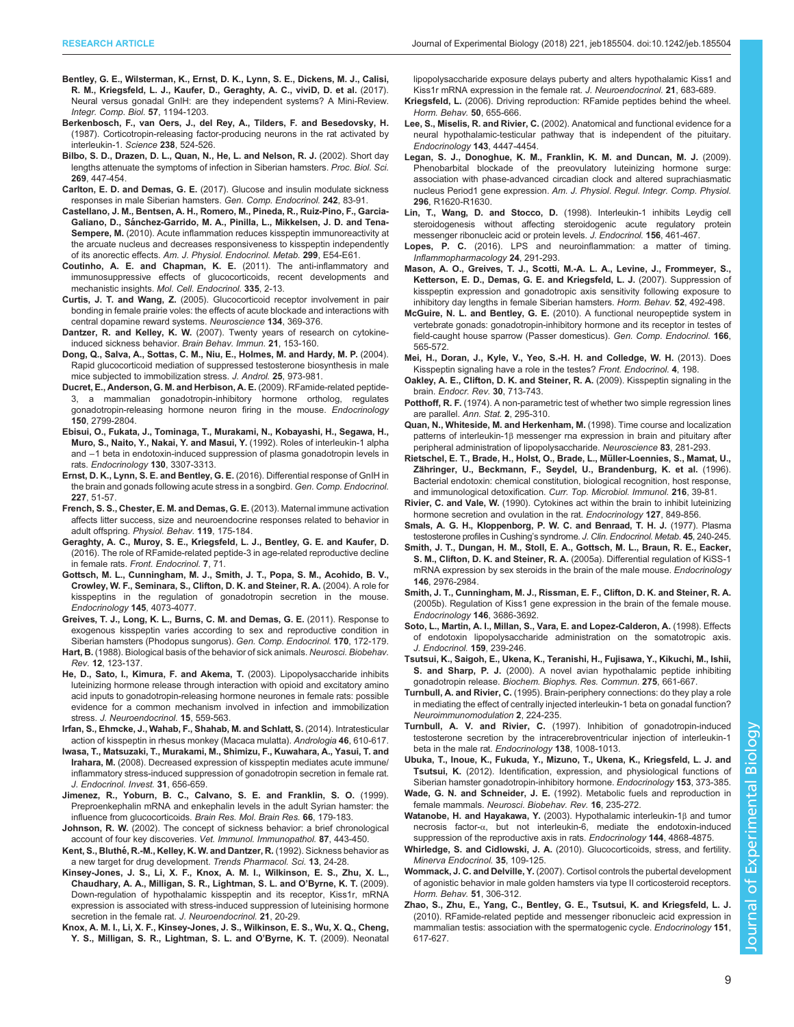**Bentley, G. E., Wilsterman, K., Ernst, D. K., Lynn, S. E., Dickens, M. J., Calisi, R. M., Kriegsfeld, L. J., Kaufer, D., Geraghty, A. C., viviD, D. et al.** (2017). Neural versus gonadal GnIH: are they independent systems? A Mini-Review. *Integr. Comp. Biol.* **57**, 1194-1203.

**Berkenbosch, F., van Oers, J., del Rey, A., Tilders, F. and Besedovsky, H.** (1987). Corticotropin-releasing factor-producing neurons in the rat activated by interleukin-1. *Science* **238**, 524-526.

**Bilbo, S. D., Drazen, D. L., Quan, N., He, L. and Nelson, R. J.** (2002). Short day lengths attenuate the symptoms of infection in Siberian hamsters. *Proc. Biol. Sci.* **269**, 447-454.

**Carlton, E. D. and Demas, G. E.** (2017). Glucose and insulin modulate sickness responses in male Siberian hamsters. *Gen. Comp. Endocrinol.* **242**, 83-91.

**Castellano, J. M., Bentsen, A. H., Romero, M., Pineda, R., Ruiz-Pino, F., Garcia-Galiano, D., Sánchez-Garrido, M. A., Pinilla, L., Mikkelsen, J. D. and Tena-Sempere, M.** (2010). Acute inflammation reduces kisspeptin immunoreactivity at the arcuate nucleus and decreases responsiveness to kisspeptin independently of its anorectic effects. *Am. J. Physiol. Endocrinol. Metab.* **299**, E54-E61.

**Coutinho, A. E. and Chapman, K. E.** (2011). The anti-inflammatory and immunosuppressive effects of glucocorticoids, recent developments and mechanistic insights. *Mol. Cell. Endocrinol.* **335**, 2-13.

**Curtis, J. T. and Wang, Z.** (2005). Glucocorticoid receptor involvement in pair bonding in female prairie voles: the effects of acute blockade and interactions with central dopamine reward systems. *Neuroscience* **134**, 369-376.

**Dantzer, R. and Kelley, K. W.** (2007). Twenty years of research on cytokine-induced sickness behavior. *Brain Behav. Immun.* **21**, 153-160.

**Dong, Q., Salva, A., Sottas, C. M., Niu, E., Holmes, M. and Hardy, M. P.** (2004). Rapid glucocorticoid mediation of suppressed testosterone biosynthesis in male mice subjected to immobilization stress. *J. Androl.* **25**, 973-981.

**Ducret, E., Anderson, G. M. and Herbison, A. E.** (2009). RFamide-related peptide-3, a mammalian gonadotropin-inhibitory hormone ortholog, regulates gonadotropin-releasing hormone neuron firing in the mouse. *Endocrinology* **150**, 2799-2804.

**Ebisui, O., Fukata, J., Tominaga, T., Murakami, N., Kobayashi, H., Segawa, H., Muro, S., Naito, Y., Nakai, Y. and Masui, Y.** (1992). Roles of interleukin-1 alpha and −1 beta in endotoxin-induced suppression of plasma gonadotropin levels in rats. *Endocrinology* **130**, 3307-3313.

**Ernst, D. K., Lynn, S. E. and Bentley, G. E.** (2016). Differential response of GnIH in the brain and gonads following acute stress in a songbird. *Gen. Comp. Endocrinol.* **227**, 51-57.

**French, S. S., Chester, E. M. and Demas, G. E.** (2013). Maternal immune activation affects litter success, size and neuroendocrine responses related to behavior in adult offspring. *Physiol. Behav.* **119**, 175-184.

**Geraghty, A. C., Muroy, S. E., Kriegsfeld, L. J., Bentley, G. E. and Kaufer, D.** (2016). The role of RFamide-related peptide-3 in age-related reproductive decline in female rats. *Front. Endocrinol.* **7**, 71.

**Gottsch, M. L., Cunningham, M. J., Smith, J. T., Popa, S. M., Acohido, B. V., Crowley, W. F., Seminara, S., Clifton, D. K. and Steiner, R. A.** (2004). A role for kisspeptins in the regulation of gonadotropin secretion in the mouse. *Endocrinology* **145**, 4073-4077.

**Greives, T. J., Long, K. L., Burns, C. M. and Demas, G. E.** (2011). Response to exogenous kisspeptin varies according to sex and reproductive condition in Siberian hamsters (Phodopus sungorus). *Gen. Comp. Endocrinol.* **170**, 172-179.

**Hart, B.** (1988). Biological basis of the behavior of sick animals. *Neurosci. Biobehav. Rev.* **12**, 123-137.

**He, D., Sato, I., Kimura, F. and Akema, T.** (2003). Lipopolysaccharide inhibits luteinizing hormone release through interaction with opioid and excitatory amino acid inputs to gonadotropin-releasing hormone neurones in female rats: possible evidence for a common mechanism involved in infection and immobilization stress. *J. Neuroendocrinol.* **15**, 559-563.

**Irfan, S., Ehmcke, J., Wahab, F., Shahab, M. and Schlatt, S.** (2014). Intratesticular action of kisspeptin in rhesus monkey (Macaca mulatta). *Andrologia* **46**, 610-617.

**Iwasa, T., Matsuzaki, T., Murakami, M., Shimizu, F., Kuwahara, A., Yasui, T. and Irahara, M.** (2008). Decreased expression of kisspeptin mediates acute immune/inflammatory stress-induced suppression of gonadotropin secretion in female rat. *J. Endocrinol. Invest.* **31**, 656-659.

**Jimenez, R., Yoburn, B. C., Calvano, S. E. and Franklin, S. O.** (1999). Preproenkephalin mRNA and enkephalin levels in the adult Syrian hamster: the influence from glucocorticoids. *Brain Res. Mol. Brain Res.* **66**, 179-183.

**Johnson, R. W.** (2002). The concept of sickness behavior: a brief chronological account of four key discoveries. *Vet. Immunol. Immunopathol.* **87**, 443-450.

**Kent, S., Bluthé, R.-M., Kelley, K. W. and Dantzer, R.** (1992). Sickness behavior as a new target for drug development. *Trends Pharmacol. Sci.* **13**, 24-28.

**Kinsey-Jones, J. S., Li, X. F., Knox, A. M. I., Wilkinson, E. S., Zhu, X. L., Chaudhary, A. A., Milligan, S. R., Lightman, S. L. and O'Byrne, K. T.** (2009). Down-regulation of hypothalamic kisspeptin and its receptor, Kiss1r, mRNA expression is associated with stress-induced suppression of luteinizing hormone secretion in the female rat. *J. Neuroendocrinol.* **21**, 20-29.

**Knox, A. M. I., Li, X. F., Kinsey-Jones, J. S., Wilkinson, E. S., Wu, X. Q., Cheng, Y. S., Milligan, S. R., Lightman, S. L. and O'Byrne, K. T.** (2009). Neonatal lipopolysaccharide exposure delays puberty and alters hypothalamic Kiss1 and Kiss1r mRNA expression in the female rat. *J. Neuroendocrinol.* **21**, 683-689.

**Kriegsfeld, L.** (2006). Driving reproduction: RFamide peptides behind the wheel. *Horm. Behav.* **50**, 655-666.

**Lee, S., Miselis, R. and Rivier, C.** (2002). Anatomical and functional evidence for a neural hypothalamic-testicular pathway that is independent of the pituitary. *Endocrinology* **143**, 4447-4454.

**Legan, S. J., Donoghue, K. M., Franklin, K. M. and Duncan, M. J.** (2009). Phenobarbital blockade of the preovulatory luteinizing hormone surge: association with phase-advanced circadian clock and altered suprachiasmatic nucleus Period1 gene expression. *Am. J. Physiol. Regul. Integr. Comp. Physiol.* **296**, R1620-R1630.

**Lin, T., Wang, D. and Stocco, D.** (1998). Interleukin-1 inhibits Leydig cell steroidogenesis without affecting steroidogenic acute regulatory protein messenger ribonucleic acid or protein levels. *J. Endocrinol.* **156**, 461-467.

**Lopes, P. C.** (2016). LPS and neuroinflammation: a matter of timing. *Inflammopharmacology* **24**, 291-293.

**Mason, A. O., Greives, T. J., Scotti, M.-A. L. A., Levine, J., Frommeyer, S., Ketterson, E. D., Demas, G. E. and Kriegsfeld, L. J.** (2007). Suppression of kisspeptin expression and gonadotropic axis sensitivity following exposure to inhibitory day lengths in female Siberian hamsters. *Horm. Behav.* **52**, 492-498.

**McGuire, N. L. and Bentley, G. E.** (2010). A functional neuropeptide system in vertebrate gonads: gonadotropin-inhibitory hormone and its receptor in testes of field-caught house sparrow (Passer domesticus). *Gen. Comp. Endocrinol.* **166**, 565-572.

**Mei, H., Doran, J., Kyle, V., Yeo, S.-H. H. and Colledge, W. H.** (2013). Does Kisspeptin signaling have a role in the testes? *Front. Endocrinol.* **4**, 198.

**Oakley, A. E., Clifton, D. K. and Steiner, R. A.** (2009). Kisspeptin signaling in the brain. *Endocr. Rev.* **30**, 713-743.

**Potthoff, R. F.** (1974). A non-parametric test of whether two simple regression lines are parallel. *Ann. Stat.* **2**, 295-310.

**Quan, N., Whiteside, M. and Herkenham, M.** (1998). Time course and localization patterns of interleukin-1β messenger rna expression in brain and pituitary after peripheral administration of lipopolysaccharide. *Neuroscience* **83**, 281-293.

**Rietschel, E. T., Brade, H., Holst, O., Brade, L., Müller-Loennies, S., Mamat, U., Zähringer, U., Beckmann, F., Seydel, U., Brandenburg, K. et al.** (1996). Bacterial endotoxin: chemical constitution, biological recognition, host response, and immunological detoxification. *Curr. Top. Microbiol. Immunol.* **216**, 39-81.

**Rivier, C. and Vale, W.** (1990). Cytokines act within the brain to inhibit luteinizing hormone secretion and ovulation in the rat. *Endocrinology* **127**, 849-856.

**Smals, A. G. H., Kloppenborg, P. W. C. and Benraad, T. H. J.** (1977). Plasma testosterone profiles in Cushing's syndrome. *J. Clin. Endocrinol. Metab.* **45**, 240-245.

**Smith, J. T., Dungan, H. M., Stoll, E. A., Gottsch, M. L., Braun, R. E., Eacker, S. M., Clifton, D. K. and Steiner, R. A.** (2005a). Differential regulation of KiSS-1 mRNA expression by sex steroids in the brain of the male mouse. *Endocrinology* **146**, 2976-2984.

**Smith, J. T., Cunningham, M. J., Rissman, E. F., Clifton, D. K. and Steiner, R. A.** (2005b). Regulation of Kiss1 gene expression in the brain of the female mouse. *Endocrinology* **146**, 3686-3692.

**Soto, L., Martin, A. I., Millan, S., Vara, E. and Lopez-Calderon, A.** (1998). Effects of endotoxin lipopolysaccharide administration on the somatotropic axis. *J. Endocrinol.* **159**, 239-246.

**Tsutsui, K., Saigoh, E., Ukena, K., Teranishi, H., Fujisawa, Y., Kikuchi, M., Ishii, S. and Sharp, P. J.** (2000). A novel avian hypothalamic peptide inhibiting gonadotropin release. *Biochem. Biophys. Res. Commun.* **275**, 661-667.

**Turnbull, A. and Rivier, C.** (1995). Brain-periphery connections: do they play a role in mediating the effect of centrally injected interleukin-1 beta on gonadal function? *Neuroimmunomodulation* **2**, 224-235.

**Turnbull, A. V. and Rivier, C.** (1997). Inhibition of gonadotropin-induced testosterone secretion by the intracerebroventricular injection of interleukin-1 beta in the male rat. *Endocrinology* **138**, 1008-1013.

**Ubuka, T., Inoue, K., Fukuda, Y., Mizuno, T., Ukena, K., Kriegsfeld, L. J. and Tsutsui, K.** (2012). Identification, expression, and physiological functions of Siberian hamster gonadotropin-inhibitory hormone. *Endocrinology* **153**, 373-385.

**Wade, G. N. and Schneider, J. E.** (1992). Metabolic fuels and reproduction in female mammals. *Neurosci. Biobehav. Rev.* **16**, 235-272.

**Watanobe, H. and Hayakawa, Y.** (2003). Hypothalamic interleukin-1β and tumor necrosis factor-α, but not interleukin-6, mediate the endotoxin-induced suppression of the reproductive axis in rats. *Endocrinology* **144**, 4868-4875.

**Whirledge, S. and Cidlowski, J. A.** (2010). Glucocorticoids, stress, and fertility. *Minerva Endocrinol.* **35**, 109-125.

**Wommack, J. C. and Delville, Y.** (2007). Cortisol controls the pubertal development of agonistic behavior in male golden hamsters via type II corticosteroid receptors. *Horm. Behav.* **51**, 306-312.

**Zhao, S., Zhu, E., Yang, C., Bentley, G. E., Tsutsui, K. and Kriegsfeld, L. J.** (2010). RFamide-related peptide and messenger ribonucleic acid expression in mammalian testis: association with the spermatogenic cycle. *Endocrinology* **151**, 617-627.